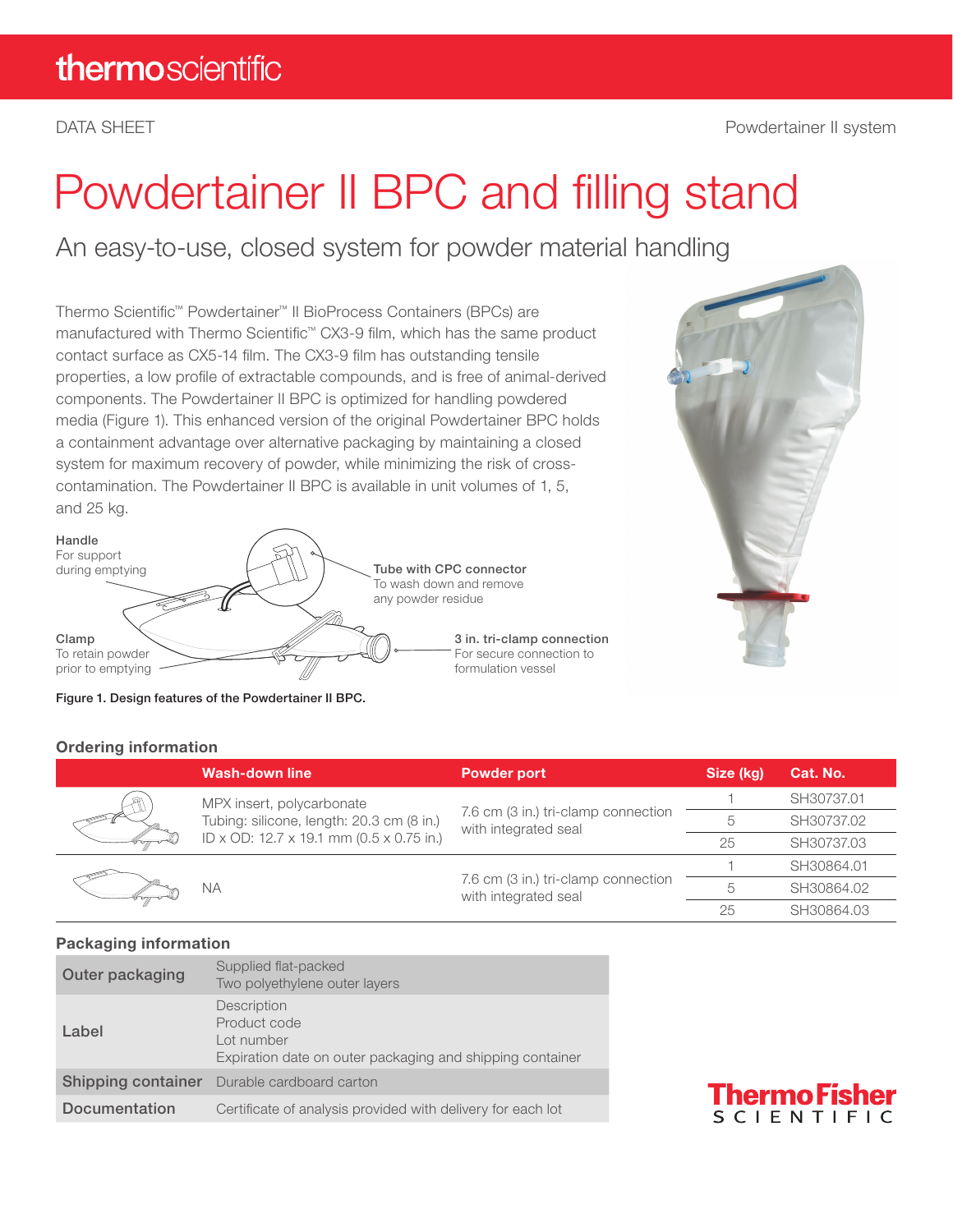DATA SHEET

Powdertainer II system

# Powdertainer II BPC and filling stand

## An easy-to-use, closed system for powder material handling

Thermo Scientific™ Powdertainer™ II BioProcess Containers (BPCs) are manufactured with Thermo Scientific™ CX3-9 film, which has the same product contact surface as CX5-14 film. The CX3-9 film has outstanding tensile properties, a low profile of extractable compounds, and is free of animal-derived components. The Powdertainer II BPC is optimized for handling powdered media (Figure 1). This enhanced version of the original Powdertainer BPC holds a containment advantage over alternative packaging by maintaining a closed system for maximum recovery of powder, while minimizing the risk of cross-contamination. The Powdertainer II BPC is available in unit volumes of 1, 5, and 25 kg.

**Handle**
For support during emptying

**Tube with CPC connector**
To wash down and remove any powder residue

**Clamp**
To retain powder prior to emptying

**3 in. tri-clamp connection**
For secure connection to formulation vessel

**Figure 1. Design features of the Powdertainer II BPC.**

### Ordering information

| | Wash-down line | Powder port | Size (kg) | Cat. No. |
|---|---|---|---|---|
| | MPX insert, polycarbonate<br>Tubing: silicone, length: 20.3 cm (8 in.)<br>ID x OD: 12.7 x 19.1 mm (0.5 x 0.75 in.) | 7.6 cm (3 in.) tri-clamp connection with integrated seal | 1 | SH30737.01 |
| | | | 5 | SH30737.02 |
| | | | 25 | SH30737.03 |
| | NA | 7.6 cm (3 in.) tri-clamp connection with integrated seal | 1 | SH30864.01 |
| | | | 5 | SH30864.02 |
| | | | 25 | SH30864.03 |

### Packaging information

| | |
|---|---|
| Outer packaging | Supplied flat-packed<br>Two polyethylene outer layers |
| Label | Description<br>Product code<br>Lot number<br>Expiration date on outer packaging and shipping container |
| Shipping container | Durable cardboard carton |
| Documentation | Certificate of analysis provided with delivery for each lot |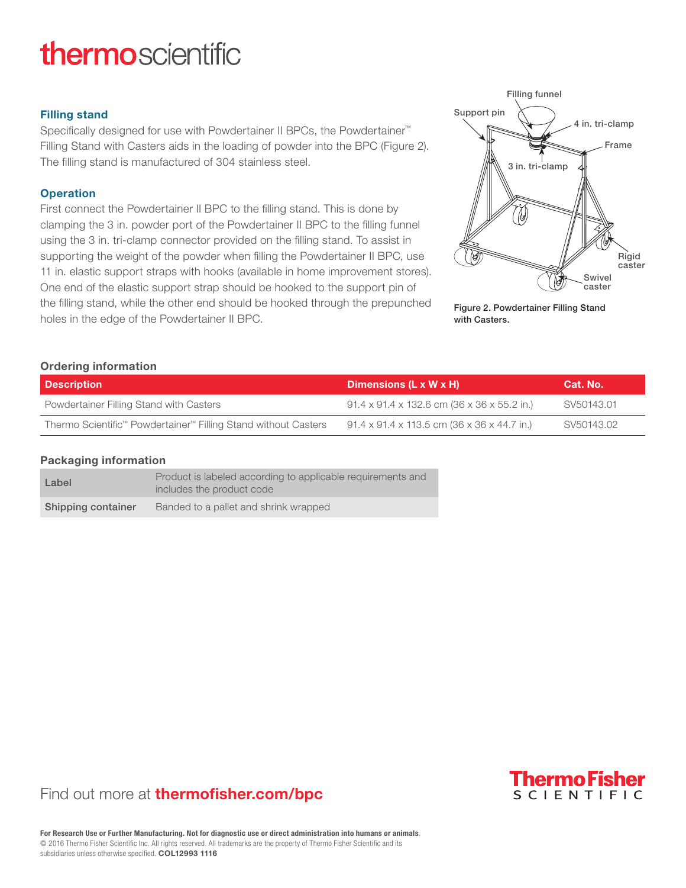## Filling stand

Specifically designed for use with Powdertainer II BPCs, the Powdertainer™ Filling Stand with Casters aids in the loading of powder into the BPC (Figure 2). The filling stand is manufactured of 304 stainless steel.

## Operation

First connect the Powdertainer II BPC to the filling stand. This is done by clamping the 3 in. powder port of the Powdertainer II BPC to the filling funnel using the 3 in. tri-clamp connector provided on the filling stand. To assist in supporting the weight of the powder when filling the Powdertainer II BPC, use 11 in. elastic support straps with hooks (available in home improvement stores). One end of the elastic support strap should be hooked to the support pin of the filling stand, while the other end should be hooked through the prepunched holes in the edge of the Powdertainer II BPC.

Filling funnel

Support pin

4 in. tri-clamp

Frame

3 in. tri-clamp

Rigid caster

Swivel caster

**Figure 2. Powdertainer Filling Stand with Casters.**

### Ordering information

| Description | Dimensions (L x W x H) | Cat. No. |
|---|---|---|
| Powdertainer Filling Stand with Casters | 91.4 x 91.4 x 132.6 cm (36 x 36 x 55.2 in.) | SV50143.01 |
| Thermo Scientific™ Powdertainer™ Filling Stand without Casters | 91.4 x 91.4 x 113.5 cm (36 x 36 x 44.7 in.) | SV50143.02 |

### Packaging information

| | |
|---|---|
| Label | Product is labeled according to applicable requirements and includes the product code |
| Shipping container | Banded to a pallet and shrink wrapped |

Find out more at **thermofisher.com/bpc**

**For Research Use or Further Manufacturing. Not for diagnostic use or direct administration into humans or animals**.
© 2016 Thermo Fisher Scientific Inc. All rights reserved. All trademarks are the property of Thermo Fisher Scientific and its subsidiaries unless otherwise specified. **COL12993 1116**